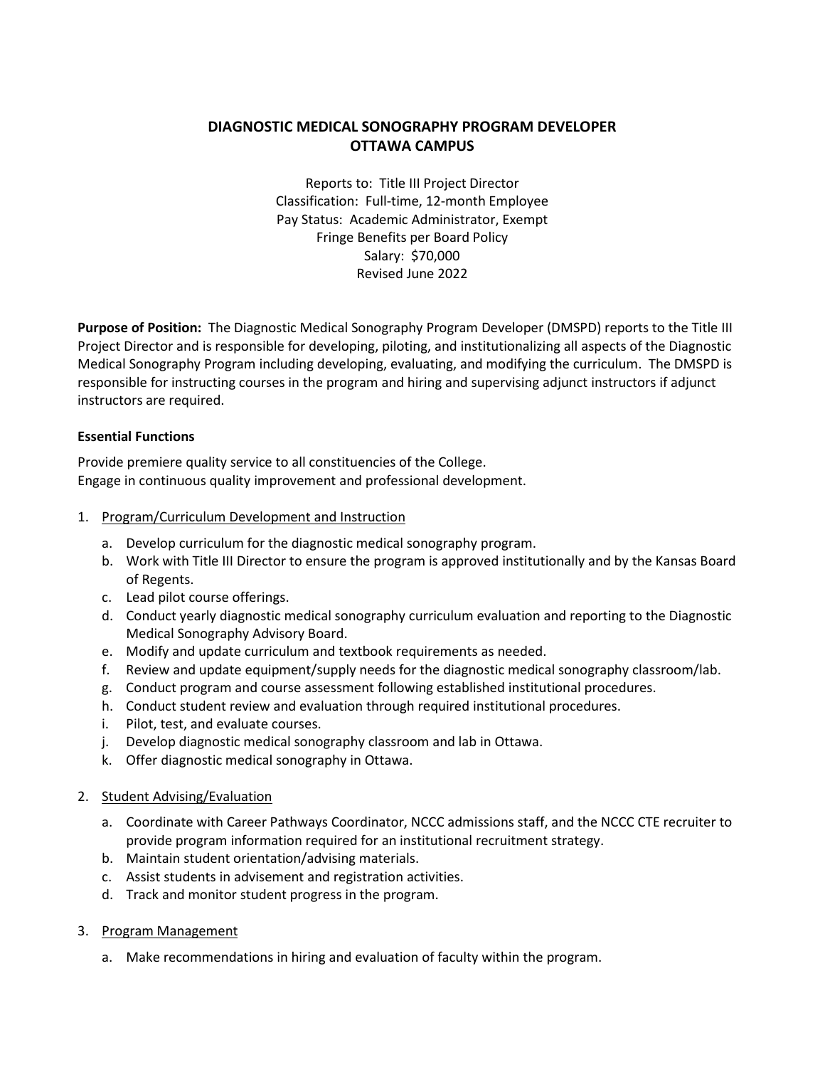# DIAGNOSTIC MEDICAL SONOGRAPHY PROGRAM DEVELOPER
# OTTAWA CAMPUS

Reports to: Title III Project Director
Classification: Full-time, 12-month Employee
Pay Status: Academic Administrator, Exempt
Fringe Benefits per Board Policy
Salary: $70,000
Revised June 2022

**Purpose of Position:** The Diagnostic Medical Sonography Program Developer (DMSPD) reports to the Title III Project Director and is responsible for developing, piloting, and institutionalizing all aspects of the Diagnostic Medical Sonography Program including developing, evaluating, and modifying the curriculum. The DMSPD is responsible for instructing courses in the program and hiring and supervising adjunct instructors if adjunct instructors are required.

**Essential Functions**

Provide premiere quality service to all constituencies of the College.
Engage in continuous quality improvement and professional development.

1. Program/Curriculum Development and Instruction
   a. Develop curriculum for the diagnostic medical sonography program.
   b. Work with Title III Director to ensure the program is approved institutionally and by the Kansas Board of Regents.
   c. Lead pilot course offerings.
   d. Conduct yearly diagnostic medical sonography curriculum evaluation and reporting to the Diagnostic Medical Sonography Advisory Board.
   e. Modify and update curriculum and textbook requirements as needed.
   f. Review and update equipment/supply needs for the diagnostic medical sonography classroom/lab.
   g. Conduct program and course assessment following established institutional procedures.
   h. Conduct student review and evaluation through required institutional procedures.
   i. Pilot, test, and evaluate courses.
   j. Develop diagnostic medical sonography classroom and lab in Ottawa.
   k. Offer diagnostic medical sonography in Ottawa.

2. Student Advising/Evaluation
   a. Coordinate with Career Pathways Coordinator, NCCC admissions staff, and the NCCC CTE recruiter to provide program information required for an institutional recruitment strategy.
   b. Maintain student orientation/advising materials.
   c. Assist students in advisement and registration activities.
   d. Track and monitor student progress in the program.

3. Program Management
   a. Make recommendations in hiring and evaluation of faculty within the program.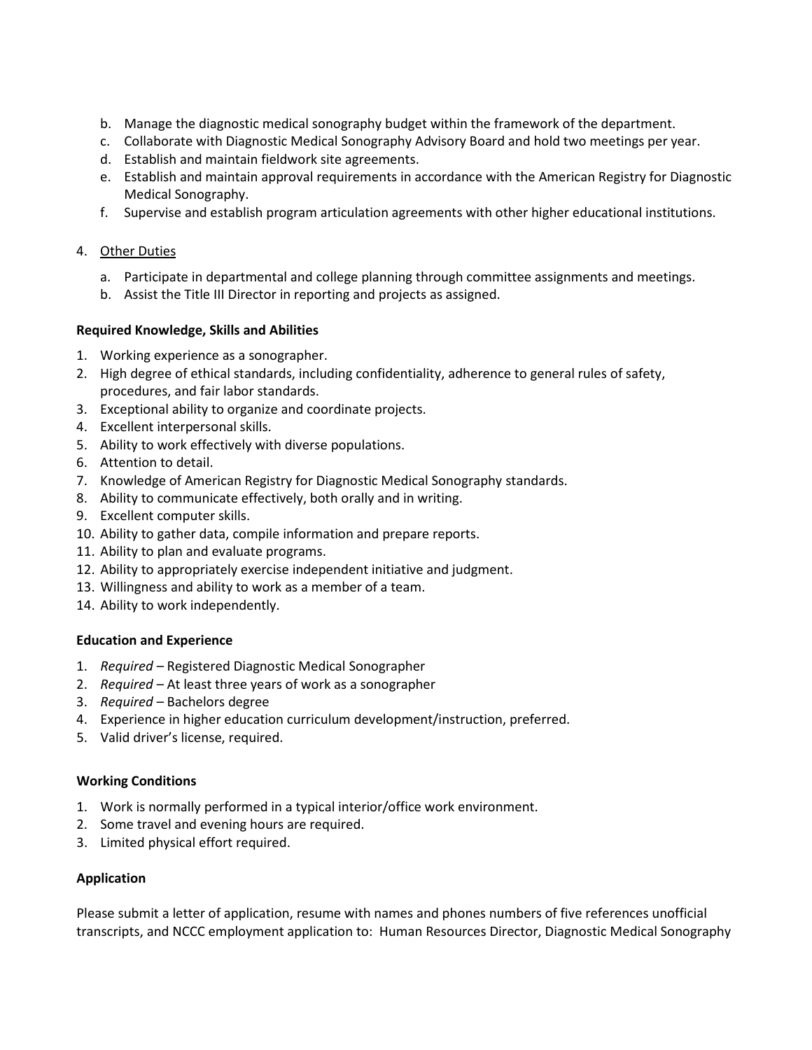b. Manage the diagnostic medical sonography budget within the framework of the department.
c. Collaborate with Diagnostic Medical Sonography Advisory Board and hold two meetings per year.
d. Establish and maintain fieldwork site agreements.
e. Establish and maintain approval requirements in accordance with the American Registry for Diagnostic Medical Sonography.
f. Supervise and establish program articulation agreements with other higher educational institutions.

4. <u>Other Duties</u>

   a. Participate in departmental and college planning through committee assignments and meetings.
   b. Assist the Title III Director in reporting and projects as assigned.

**Required Knowledge, Skills and Abilities**

1. Working experience as a sonographer.
2. High degree of ethical standards, including confidentiality, adherence to general rules of safety, procedures, and fair labor standards.
3. Exceptional ability to organize and coordinate projects.
4. Excellent interpersonal skills.
5. Ability to work effectively with diverse populations.
6. Attention to detail.
7. Knowledge of American Registry for Diagnostic Medical Sonography standards.
8. Ability to communicate effectively, both orally and in writing.
9. Excellent computer skills.
10. Ability to gather data, compile information and prepare reports.
11. Ability to plan and evaluate programs.
12. Ability to appropriately exercise independent initiative and judgment.
13. Willingness and ability to work as a member of a team.
14. Ability to work independently.

**Education and Experience**

1. *Required* – Registered Diagnostic Medical Sonographer
2. *Required* – At least three years of work as a sonographer
3. *Required* – Bachelors degree
4. Experience in higher education curriculum development/instruction, preferred.
5. Valid driver's license, required.

**Working Conditions**

1. Work is normally performed in a typical interior/office work environment.
2. Some travel and evening hours are required.
3. Limited physical effort required.

**Application**

Please submit a letter of application, resume with names and phones numbers of five references unofficial transcripts, and NCCC employment application to: Human Resources Director, Diagnostic Medical Sonography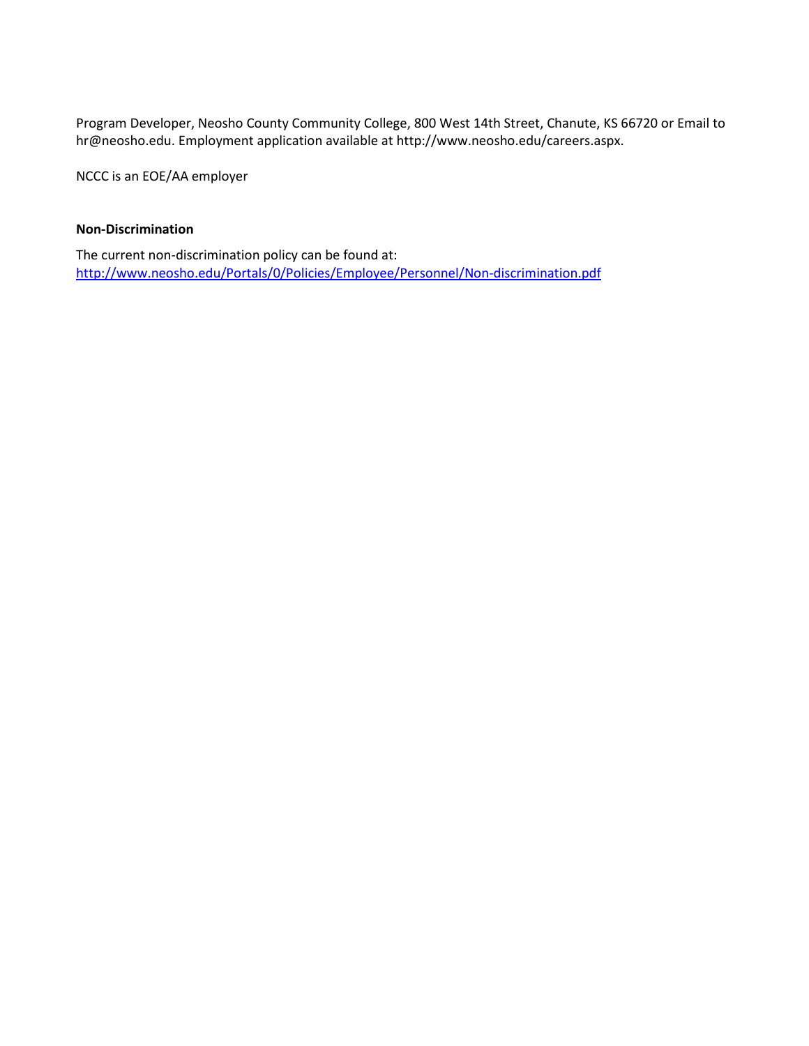Program Developer, Neosho County Community College, 800 West 14th Street, Chanute, KS 66720 or Email to hr@neosho.edu. Employment application available at http://www.neosho.edu/careers.aspx.

NCCC is an EOE/AA employer

**Non-Discrimination**

The current non-discrimination policy can be found at:
http://www.neosho.edu/Portals/0/Policies/Employee/Personnel/Non-discrimination.pdf